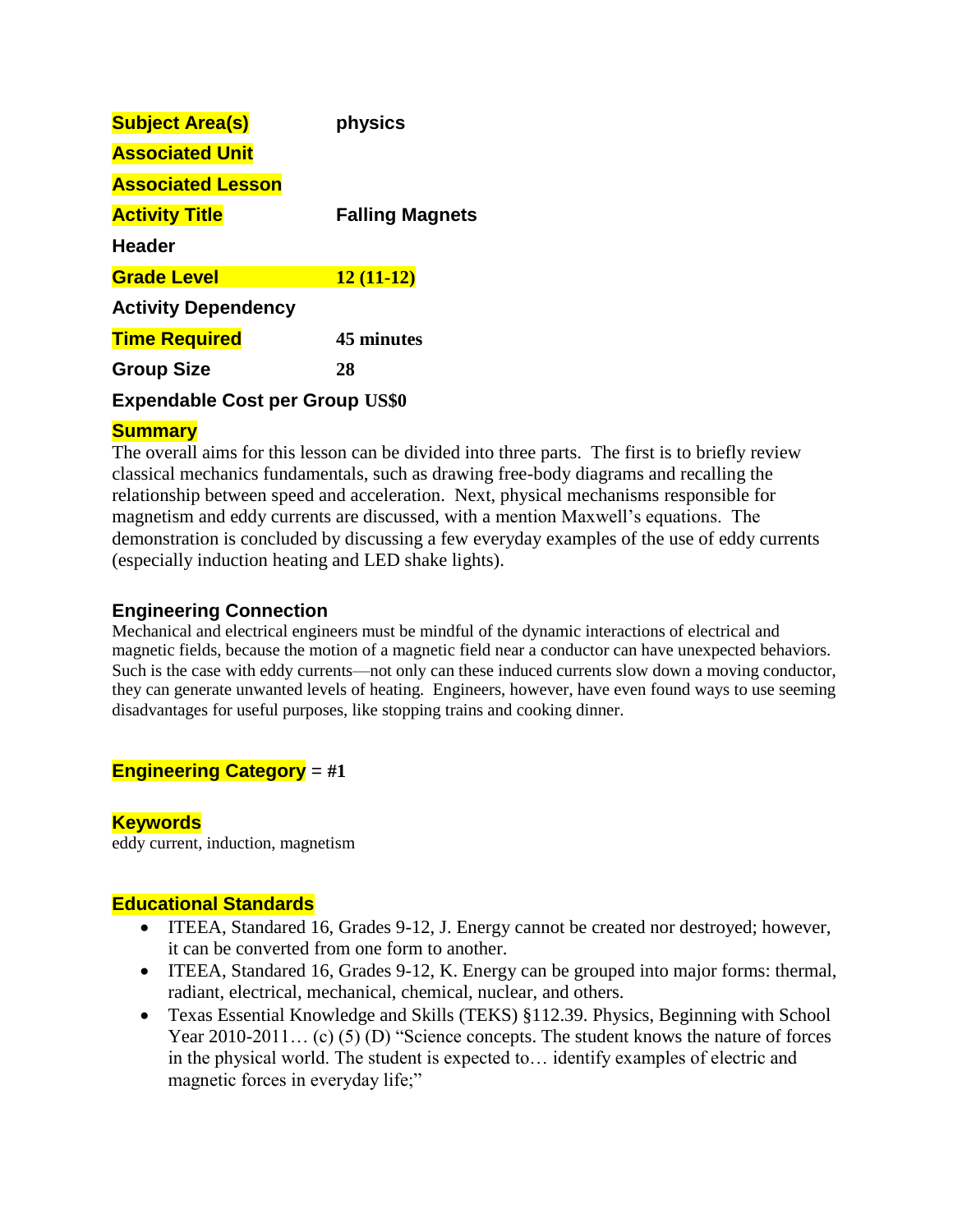| | |
|---|---|
| **Subject Area(s)** | **physics** |
| **Associated Unit** | |
| **Associated Lesson** | |
| **Activity Title** | **Falling Magnets** |
| **Header** | |
| **Grade Level** | **12 (11-12)** |
| **Activity Dependency** | |
| **Time Required** | **45 minutes** |
| **Group Size** | **28** |
| **Expendable Cost per Group** | **US$0** |

## Summary

The overall aims for this lesson can be divided into three parts. The first is to briefly review classical mechanics fundamentals, such as drawing free-body diagrams and recalling the relationship between speed and acceleration. Next, physical mechanisms responsible for magnetism and eddy currents are discussed, with a mention Maxwell's equations. The demonstration is concluded by discussing a few everyday examples of the use of eddy currents (especially induction heating and LED shake lights).

## Engineering Connection

Mechanical and electrical engineers must be mindful of the dynamic interactions of electrical and magnetic fields, because the motion of a magnetic field near a conductor can have unexpected behaviors. Such is the case with eddy currents—not only can these induced currents slow down a moving conductor, they can generate unwanted levels of heating. Engineers, however, have even found ways to use seeming disadvantages for useful purposes, like stopping trains and cooking dinner.

## Engineering Category = #1

## Keywords

eddy current, induction, magnetism

## Educational Standards

- ITEEA, Standared 16, Grades 9-12, J. Energy cannot be created nor destroyed; however, it can be converted from one form to another.
- ITEEA, Standared 16, Grades 9-12, K. Energy can be grouped into major forms: thermal, radiant, electrical, mechanical, chemical, nuclear, and others.
- Texas Essential Knowledge and Skills (TEKS) §112.39. Physics, Beginning with School Year 2010-2011… (c) (5) (D) "Science concepts. The student knows the nature of forces in the physical world. The student is expected to… identify examples of electric and magnetic forces in everyday life;"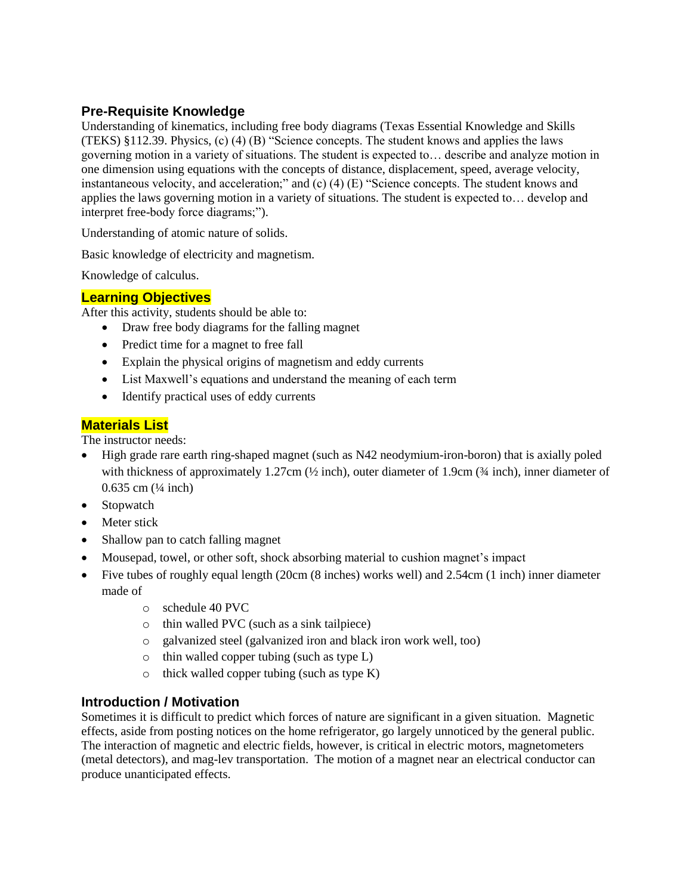## Pre-Requisite Knowledge

Understanding of kinematics, including free body diagrams (Texas Essential Knowledge and Skills (TEKS) §112.39. Physics, (c) (4) (B) "Science concepts. The student knows and applies the laws governing motion in a variety of situations. The student is expected to… describe and analyze motion in one dimension using equations with the concepts of distance, displacement, speed, average velocity, instantaneous velocity, and acceleration;" and (c) (4) (E) "Science concepts. The student knows and applies the laws governing motion in a variety of situations. The student is expected to… develop and interpret free-body force diagrams;").

Understanding of atomic nature of solids.

Basic knowledge of electricity and magnetism.

Knowledge of calculus.

## Learning Objectives

After this activity, students should be able to:

- Draw free body diagrams for the falling magnet
- Predict time for a magnet to free fall
- Explain the physical origins of magnetism and eddy currents
- List Maxwell's equations and understand the meaning of each term
- Identify practical uses of eddy currents

## Materials List

The instructor needs:

- High grade rare earth ring-shaped magnet (such as N42 neodymium-iron-boron) that is axially poled with thickness of approximately 1.27cm (½ inch), outer diameter of 1.9cm (¾ inch), inner diameter of 0.635 cm (¼ inch)
- Stopwatch
- Meter stick
- Shallow pan to catch falling magnet
- Mousepad, towel, or other soft, shock absorbing material to cushion magnet's impact
- Five tubes of roughly equal length (20cm (8 inches) works well) and 2.54cm (1 inch) inner diameter made of
  - schedule 40 PVC
  - thin walled PVC (such as a sink tailpiece)
  - galvanized steel (galvanized iron and black iron work well, too)
  - thin walled copper tubing (such as type L)
  - thick walled copper tubing (such as type K)

## Introduction / Motivation

Sometimes it is difficult to predict which forces of nature are significant in a given situation. Magnetic effects, aside from posting notices on the home refrigerator, go largely unnoticed by the general public. The interaction of magnetic and electric fields, however, is critical in electric motors, magnetometers (metal detectors), and mag-lev transportation. The motion of a magnet near an electrical conductor can produce unanticipated effects.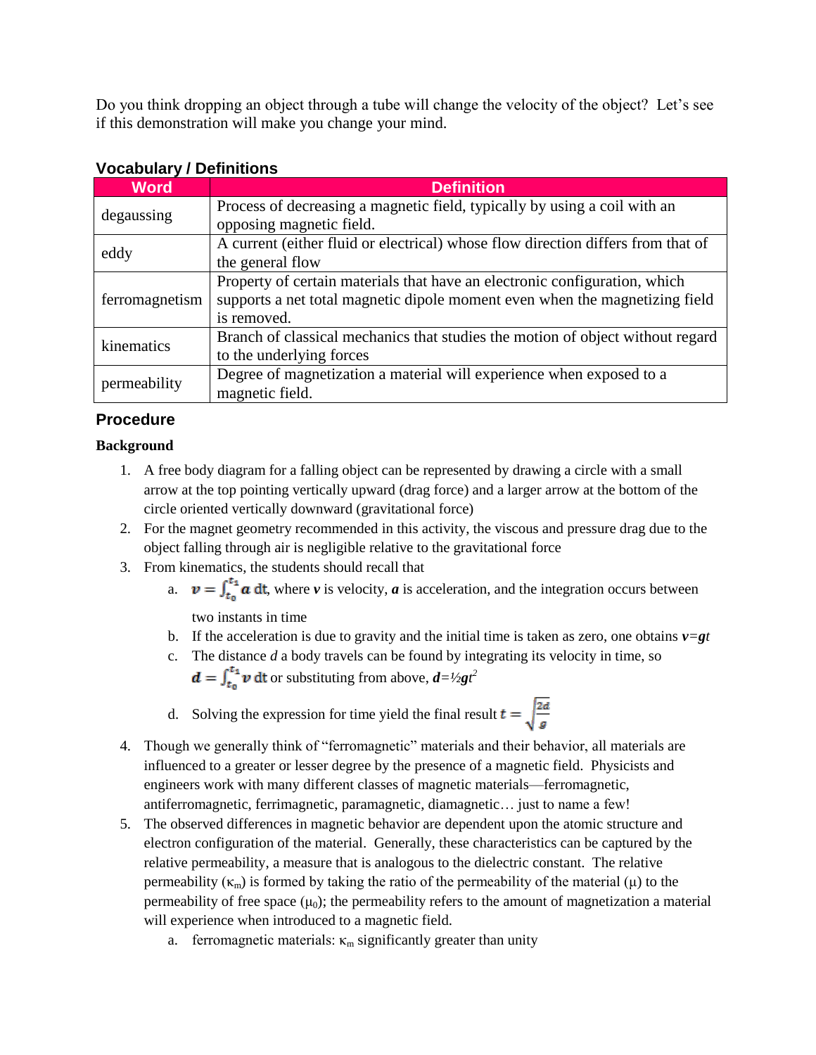Do you think dropping an object through a tube will change the velocity of the object? Let's see if this demonstration will make you change your mind.

### Vocabulary / Definitions

| Word | Definition |
|---|---|
| degaussing | Process of decreasing a magnetic field, typically by using a coil with an opposing magnetic field. |
| eddy | A current (either fluid or electrical) whose flow direction differs from that of the general flow |
| ferromagnetism | Property of certain materials that have an electronic configuration, which supports a net total magnetic dipole moment even when the magnetizing field is removed. |
| kinematics | Branch of classical mechanics that studies the motion of object without regard to the underlying forces |
| permeability | Degree of magnetization a material will experience when exposed to a magnetic field. |

## Procedure

**Background**

1. A free body diagram for a falling object can be represented by drawing a circle with a small arrow at the top pointing vertically upward (drag force) and a larger arrow at the bottom of the circle oriented vertically downward (gravitational force)
2. For the magnet geometry recommended in this activity, the viscous and pressure drag due to the object falling through air is negligible relative to the gravitational force
3. From kinematics, the students should recall that
   a. $\boldsymbol{v} = \int_{t_0}^{t_1} \boldsymbol{a}\, \mathrm{dt}$, where $\boldsymbol{v}$ is velocity, $\boldsymbol{a}$ is acceleration, and the integration occurs between two instants in time
   b. If the acceleration is due to gravity and the initial time is taken as zero, one obtains $\boldsymbol{v}=\boldsymbol{g}t$
   c. The distance $d$ a body travels can be found by integrating its velocity in time, so $\boldsymbol{d} = \int_{t_0}^{t_1} \boldsymbol{v}\, \mathrm{dt}$ or substituting from above, $\boldsymbol{d}=½\boldsymbol{g}t^2$
   d. Solving the expression for time yield the final result $t = \sqrt{\frac{2d}{g}}$
4. Though we generally think of "ferromagnetic" materials and their behavior, all materials are influenced to a greater or lesser degree by the presence of a magnetic field. Physicists and engineers work with many different classes of magnetic materials—ferromagnetic, antiferromagnetic, ferrimagnetic, paramagnetic, diamagnetic… just to name a few!
5. The observed differences in magnetic behavior are dependent upon the atomic structure and electron configuration of the material. Generally, these characteristics can be captured by the relative permeability, a measure that is analogous to the dielectric constant. The relative permeability ($\kappa_m$) is formed by taking the ratio of the permeability of the material ($\mu$) to the permeability of free space ($\mu_0$); the permeability refers to the amount of magnetization a material will experience when introduced to a magnetic field.
   a. ferromagnetic materials: $\kappa_m$ significantly greater than unity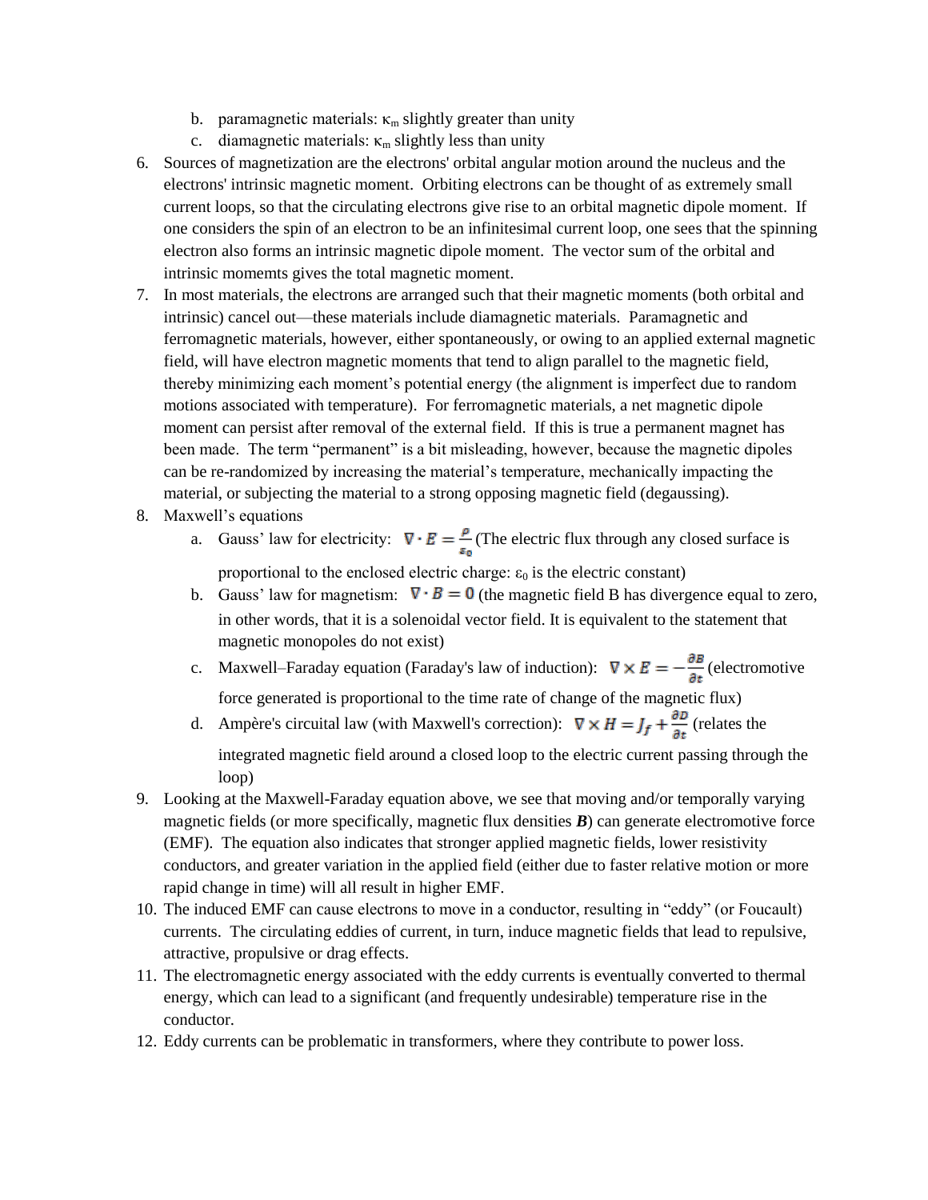b. paramagnetic materials: $\kappa_m$ slightly greater than unity
   c. diamagnetic materials: $\kappa_m$ slightly less than unity

6. Sources of magnetization are the electrons' orbital angular motion around the nucleus and the electrons' intrinsic magnetic moment. Orbiting electrons can be thought of as extremely small current loops, so that the circulating electrons give rise to an orbital magnetic dipole moment. If one considers the spin of an electron to be an infinitesimal current loop, one sees that the spinning electron also forms an intrinsic magnetic dipole moment. The vector sum of the orbital and intrinsic momemts gives the total magnetic moment.
7. In most materials, the electrons are arranged such that their magnetic moments (both orbital and intrinsic) cancel out—these materials include diamagnetic materials. Paramagnetic and ferromagnetic materials, however, either spontaneously, or owing to an applied external magnetic field, will have electron magnetic moments that tend to align parallel to the magnetic field, thereby minimizing each moment's potential energy (the alignment is imperfect due to random motions associated with temperature). For ferromagnetic materials, a net magnetic dipole moment can persist after removal of the external field. If this is true a permanent magnet has been made. The term "permanent" is a bit misleading, however, because the magnetic dipoles can be re-randomized by increasing the material's temperature, mechanically impacting the material, or subjecting the material to a strong opposing magnetic field (degaussing).
8. Maxwell's equations
   a. Gauss' law for electricity: $\nabla \cdot E = \frac{\rho}{\varepsilon_0}$ (The electric flux through any closed surface is proportional to the enclosed electric charge: $\varepsilon_0$ is the electric constant)
   b. Gauss' law for magnetism: $\nabla \cdot B = 0$ (the magnetic field B has divergence equal to zero, in other words, that it is a solenoidal vector field. It is equivalent to the statement that magnetic monopoles do not exist)
   c. Maxwell–Faraday equation (Faraday's law of induction): $\nabla \times E = -\frac{\partial B}{\partial t}$ (electromotive force generated is proportional to the time rate of change of the magnetic flux)
   d. Ampère's circuital law (with Maxwell's correction): $\nabla \times H = J_f + \frac{\partial D}{\partial t}$ (relates the integrated magnetic field around a closed loop to the electric current passing through the loop)
9. Looking at the Maxwell-Faraday equation above, we see that moving and/or temporally varying magnetic fields (or more specifically, magnetic flux densities ***B***) can generate electromotive force (EMF). The equation also indicates that stronger applied magnetic fields, lower resistivity conductors, and greater variation in the applied field (either due to faster relative motion or more rapid change in time) will all result in higher EMF.
10. The induced EMF can cause electrons to move in a conductor, resulting in "eddy" (or Foucault) currents. The circulating eddies of current, in turn, induce magnetic fields that lead to repulsive, attractive, propulsive or drag effects.
11. The electromagnetic energy associated with the eddy currents is eventually converted to thermal energy, which can lead to a significant (and frequently undesirable) temperature rise in the conductor.
12. Eddy currents can be problematic in transformers, where they contribute to power loss.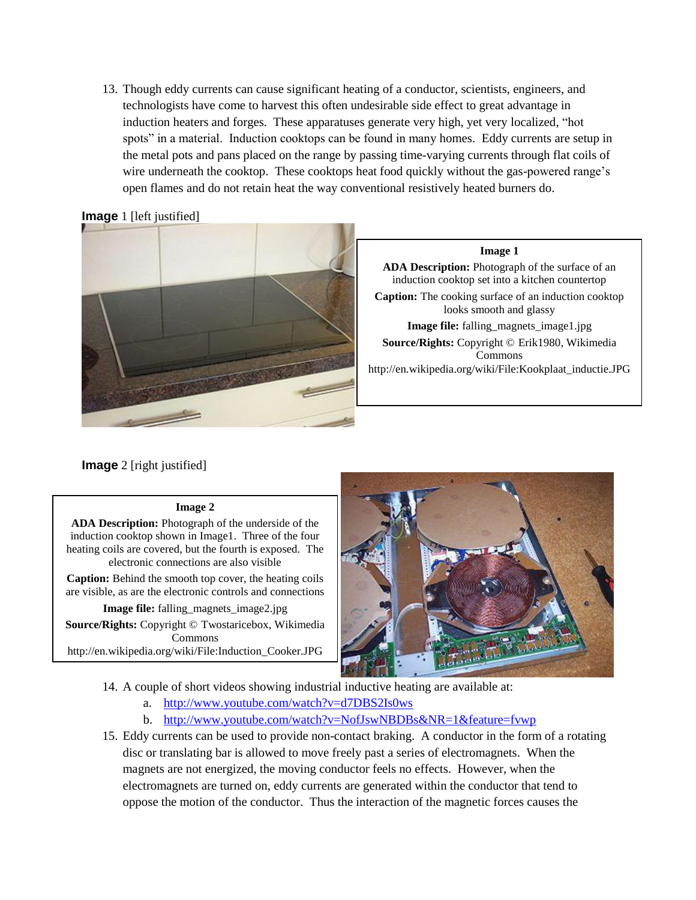13. Though eddy currents can cause significant heating of a conductor, scientists, engineers, and technologists have come to harvest this often undesirable side effect to great advantage in induction heaters and forges. These apparatuses generate very high, yet very localized, "hot spots" in a material. Induction cooktops can be found in many homes. Eddy currents are setup in the metal pots and pans placed on the range by passing time-varying currents through flat coils of wire underneath the cooktop. These cooktops heat food quickly without the gas-powered range's open flames and do not retain heat the way conventional resistively heated burners do.

**Image** 1 [left justified]

**Image 1**

**ADA Description:** Photograph of the surface of an induction cooktop set into a kitchen countertop

**Caption:** The cooking surface of an induction cooktop looks smooth and glassy

**Image file:** falling_magnets_image1.jpg

**Source/Rights:** Copyright © Erik1980, Wikimedia Commons
http://en.wikipedia.org/wiki/File:Kookplaat_inductie.JPG

**Image** 2 [right justified]

**Image 2**

**ADA Description:** Photograph of the underside of the induction cooktop shown in Image1. Three of the four heating coils are covered, but the fourth is exposed. The electronic connections are also visible

**Caption:** Behind the smooth top cover, the heating coils are visible, as are the electronic controls and connections

**Image file:** falling_magnets_image2.jpg

**Source/Rights:** Copyright © Twostaricebox, Wikimedia Commons
http://en.wikipedia.org/wiki/File:Induction_Cooker.JPG

14. A couple of short videos showing industrial inductive heating are available at:
    a. http://www.youtube.com/watch?v=d7DBS2Is0ws
    b. http://www.youtube.com/watch?v=NofJswNBDBs&NR=1&feature=fvwp
15. Eddy currents can be used to provide non-contact braking. A conductor in the form of a rotating disc or translating bar is allowed to move freely past a series of electromagnets. When the magnets are not energized, the moving conductor feels no effects. However, when the electromagnets are turned on, eddy currents are generated within the conductor that tend to oppose the motion of the conductor. Thus the interaction of the magnetic forces causes the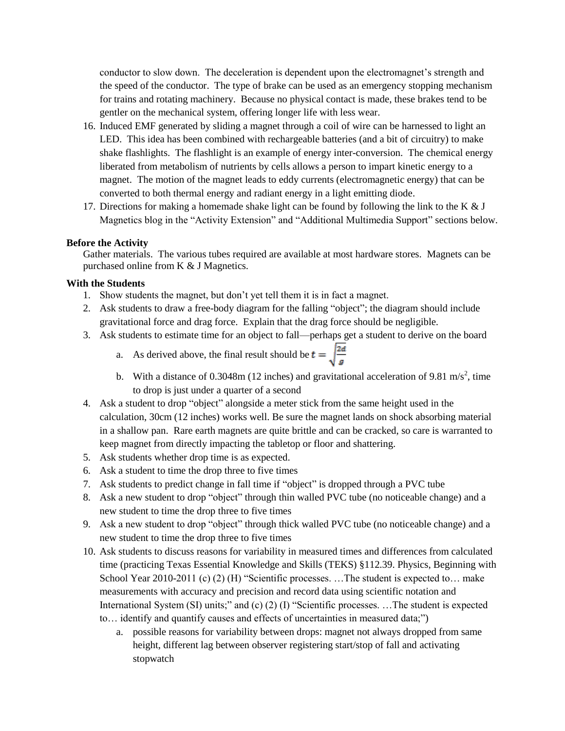conductor to slow down. The deceleration is dependent upon the electromagnet's strength and the speed of the conductor. The type of brake can be used as an emergency stopping mechanism for trains and rotating machinery. Because no physical contact is made, these brakes tend to be gentler on the mechanical system, offering longer life with less wear.

16. Induced EMF generated by sliding a magnet through a coil of wire can be harnessed to light an LED. This idea has been combined with rechargeable batteries (and a bit of circuitry) to make shake flashlights. The flashlight is an example of energy inter-conversion. The chemical energy liberated from metabolism of nutrients by cells allows a person to impart kinetic energy to a magnet. The motion of the magnet leads to eddy currents (electromagnetic energy) that can be converted to both thermal energy and radiant energy in a light emitting diode.
17. Directions for making a homemade shake light can be found by following the link to the K & J Magnetics blog in the "Activity Extension" and "Additional Multimedia Support" sections below.

**Before the Activity**

Gather materials. The various tubes required are available at most hardware stores. Magnets can be purchased online from K & J Magnetics.

**With the Students**

1. Show students the magnet, but don't yet tell them it is in fact a magnet.
2. Ask students to draw a free-body diagram for the falling "object"; the diagram should include gravitational force and drag force. Explain that the drag force should be negligible.
3. Ask students to estimate time for an object to fall—perhaps get a student to derive on the board
   a. As derived above, the final result should be $t = \sqrt{\frac{2d}{g}}$
   b. With a distance of 0.3048m (12 inches) and gravitational acceleration of 9.81 m/s$^2$, time to drop is just under a quarter of a second
4. Ask a student to drop "object" alongside a meter stick from the same height used in the calculation, 30cm (12 inches) works well. Be sure the magnet lands on shock absorbing material in a shallow pan. Rare earth magnets are quite brittle and can be cracked, so care is warranted to keep magnet from directly impacting the tabletop or floor and shattering.
5. Ask students whether drop time is as expected.
6. Ask a student to time the drop three to five times
7. Ask students to predict change in fall time if "object" is dropped through a PVC tube
8. Ask a new student to drop "object" through thin walled PVC tube (no noticeable change) and a new student to time the drop three to five times
9. Ask a new student to drop "object" through thick walled PVC tube (no noticeable change) and a new student to time the drop three to five times
10. Ask students to discuss reasons for variability in measured times and differences from calculated time (practicing Texas Essential Knowledge and Skills (TEKS) §112.39. Physics, Beginning with School Year 2010-2011 (c) (2) (H) "Scientific processes. …The student is expected to… make measurements with accuracy and precision and record data using scientific notation and International System (SI) units;" and (c) (2) (I) "Scientific processes. …The student is expected to… identify and quantify causes and effects of uncertainties in measured data;")
    a. possible reasons for variability between drops: magnet not always dropped from same height, different lag between observer registering start/stop of fall and activating stopwatch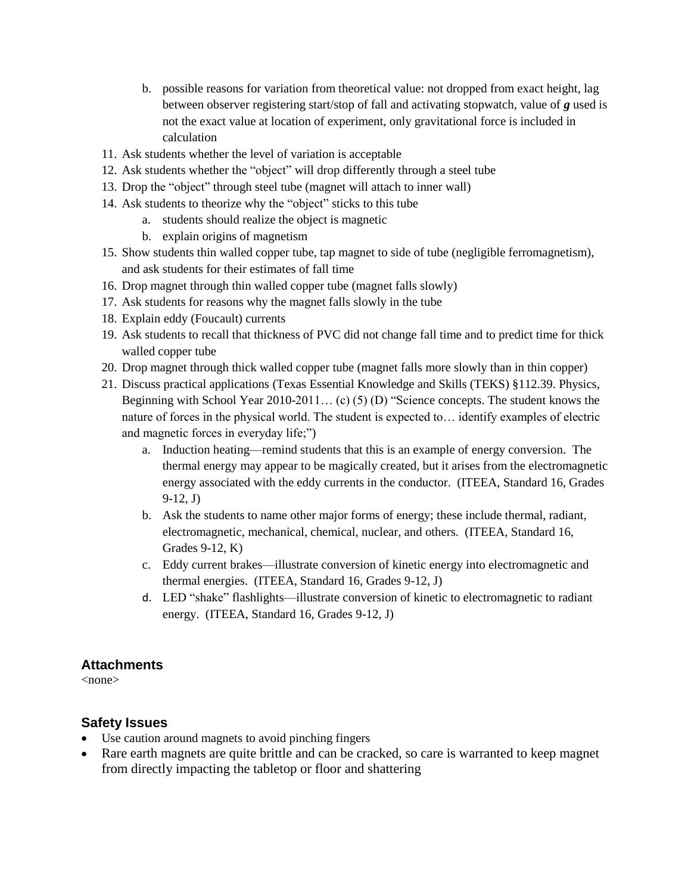b. possible reasons for variation from theoretical value: not dropped from exact height, lag between observer registering start/stop of fall and activating stopwatch, value of ***g*** used is not the exact value at location of experiment, only gravitational force is included in calculation

11. Ask students whether the level of variation is acceptable
12. Ask students whether the "object" will drop differently through a steel tube
13. Drop the "object" through steel tube (magnet will attach to inner wall)
14. Ask students to theorize why the "object" sticks to this tube
    a. students should realize the object is magnetic
    b. explain origins of magnetism
15. Show students thin walled copper tube, tap magnet to side of tube (negligible ferromagnetism), and ask students for their estimates of fall time
16. Drop magnet through thin walled copper tube (magnet falls slowly)
17. Ask students for reasons why the magnet falls slowly in the tube
18. Explain eddy (Foucault) currents
19. Ask students to recall that thickness of PVC did not change fall time and to predict time for thick walled copper tube
20. Drop magnet through thick walled copper tube (magnet falls more slowly than in thin copper)
21. Discuss practical applications (Texas Essential Knowledge and Skills (TEKS) §112.39. Physics, Beginning with School Year 2010-2011… (c) (5) (D) "Science concepts. The student knows the nature of forces in the physical world. The student is expected to… identify examples of electric and magnetic forces in everyday life;")
    a. Induction heating—remind students that this is an example of energy conversion. The thermal energy may appear to be magically created, but it arises from the electromagnetic energy associated with the eddy currents in the conductor. (ITEEA, Standard 16, Grades 9-12, J)
    b. Ask the students to name other major forms of energy; these include thermal, radiant, electromagnetic, mechanical, chemical, nuclear, and others. (ITEEA, Standard 16, Grades 9-12, K)
    c. Eddy current brakes—illustrate conversion of kinetic energy into electromagnetic and thermal energies. (ITEEA, Standard 16, Grades 9-12, J)
    d. LED "shake" flashlights—illustrate conversion of kinetic to electromagnetic to radiant energy. (ITEEA, Standard 16, Grades 9-12, J)

### Attachments

<none>

### Safety Issues

- Use caution around magnets to avoid pinching fingers
- Rare earth magnets are quite brittle and can be cracked, so care is warranted to keep magnet from directly impacting the tabletop or floor and shattering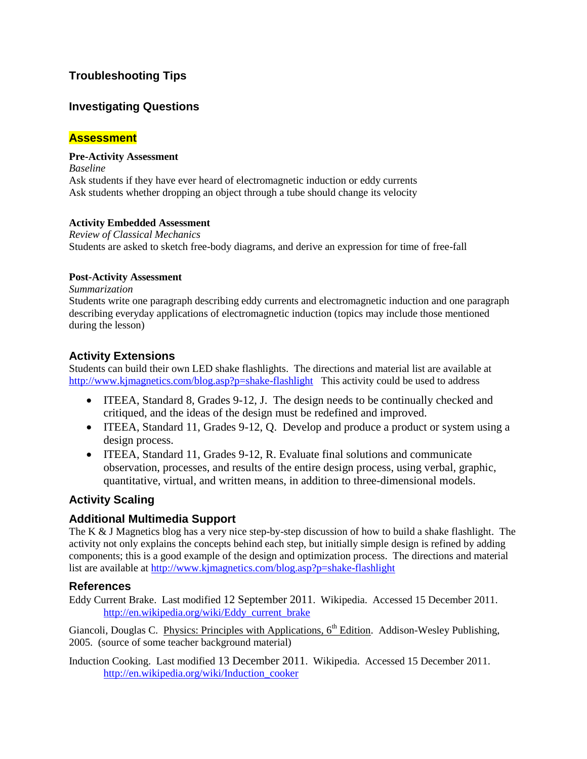## Troubleshooting Tips

## Investigating Questions

## Assessment

**Pre-Activity Assessment**

*Baseline*

Ask students if they have ever heard of electromagnetic induction or eddy currents

Ask students whether dropping an object through a tube should change its velocity

**Activity Embedded Assessment**

*Review of Classical Mechanics*

Students are asked to sketch free-body diagrams, and derive an expression for time of free-fall

**Post-Activity Assessment**

*Summarization*

Students write one paragraph describing eddy currents and electromagnetic induction and one paragraph describing everyday applications of electromagnetic induction (topics may include those mentioned during the lesson)

## Activity Extensions

Students can build their own LED shake flashlights. The directions and material list are available at http://www.kjmagnetics.com/blog.asp?p=shake-flashlight This activity could be used to address

- ITEEA, Standard 8, Grades 9-12, J. The design needs to be continually checked and critiqued, and the ideas of the design must be redefined and improved.
- ITEEA, Standard 11, Grades 9-12, Q. Develop and produce a product or system using a design process.
- ITEEA, Standard 11, Grades 9-12, R. Evaluate final solutions and communicate observation, processes, and results of the entire design process, using verbal, graphic, quantitative, virtual, and written means, in addition to three-dimensional models.

## Activity Scaling

## Additional Multimedia Support

The K & J Magnetics blog has a very nice step-by-step discussion of how to build a shake flashlight. The activity not only explains the concepts behind each step, but initially simple design is refined by adding components; this is a good example of the design and optimization process. The directions and material list are available at http://www.kjmagnetics.com/blog.asp?p=shake-flashlight

## References

Eddy Current Brake. Last modified 12 September 2011. Wikipedia. Accessed 15 December 2011. http://en.wikipedia.org/wiki/Eddy_current_brake

Giancoli, Douglas C. Physics: Principles with Applications, 6th Edition. Addison-Wesley Publishing, 2005. (source of some teacher background material)

Induction Cooking. Last modified 13 December 2011. Wikipedia. Accessed 15 December 2011. http://en.wikipedia.org/wiki/Induction_cooker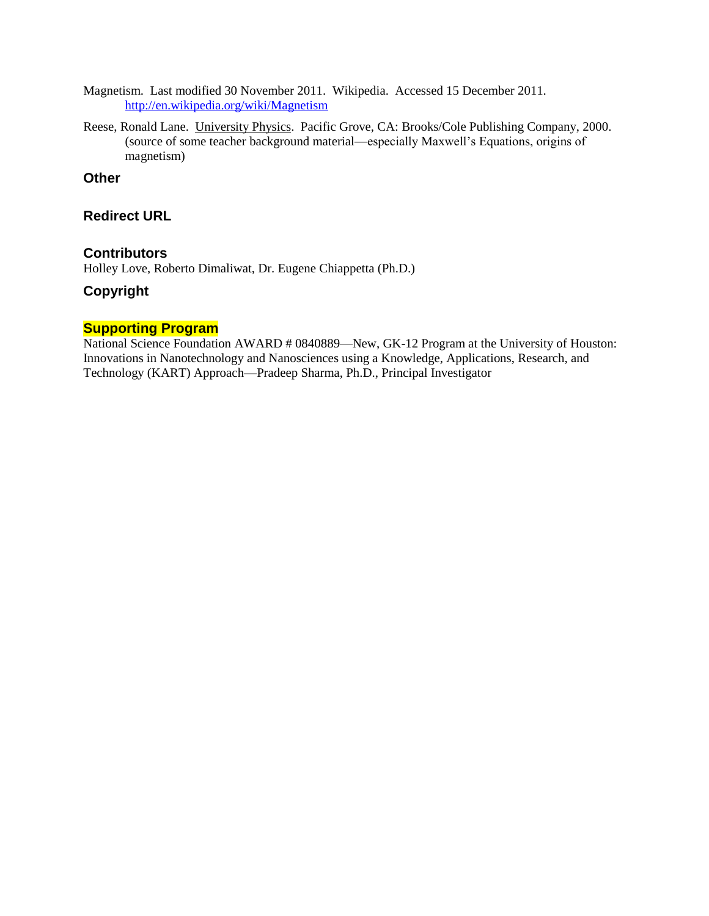Magnetism. Last modified 30 November 2011. Wikipedia. Accessed 15 December 2011. http://en.wikipedia.org/wiki/Magnetism

Reese, Ronald Lane. University Physics. Pacific Grove, CA: Brooks/Cole Publishing Company, 2000. (source of some teacher background material—especially Maxwell's Equations, origins of magnetism)

### Other

### Redirect URL

### Contributors

Holley Love, Roberto Dimaliwat, Dr. Eugene Chiappetta (Ph.D.)

### Copyright

### Supporting Program

National Science Foundation AWARD # 0840889—New, GK-12 Program at the University of Houston: Innovations in Nanotechnology and Nanosciences using a Knowledge, Applications, Research, and Technology (KART) Approach—Pradeep Sharma, Ph.D., Principal Investigator